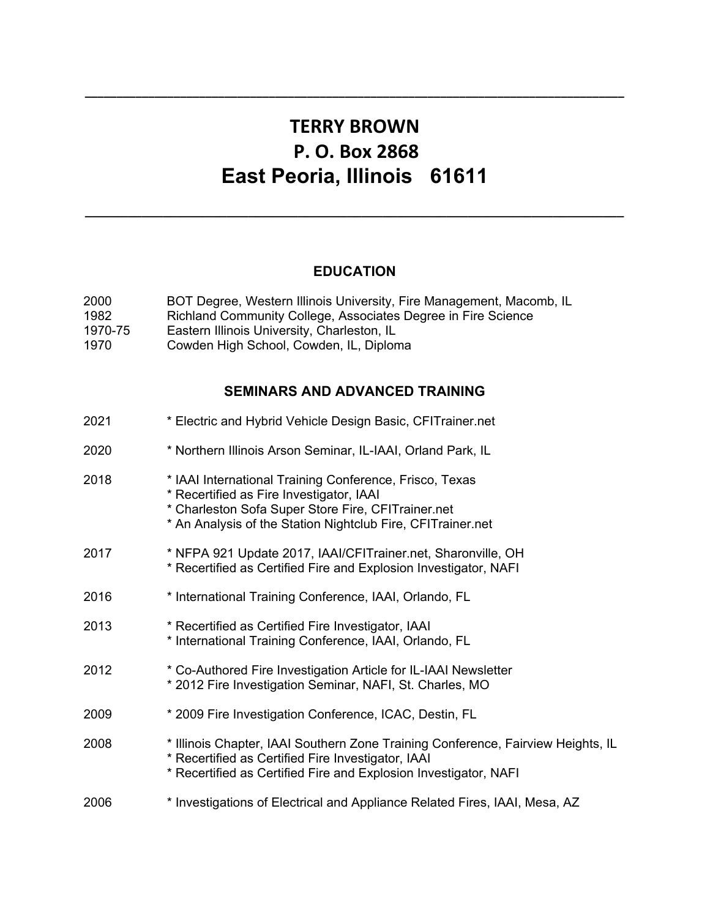---

# TERRY BROWN
## P. O. Box 2868
## East Peoria, Illinois 61611

---

### EDUCATION

| | |
|---|---|
| 2000 | BOT Degree, Western Illinois University, Fire Management, Macomb, IL |
| 1982 | Richland Community College, Associates Degree in Fire Science |
| 1970-75 | Eastern Illinois University, Charleston, IL |
| 1970 | Cowden High School, Cowden, IL, Diploma |

### SEMINARS AND ADVANCED TRAINING

2021
* Electric and Hybrid Vehicle Design Basic, CFITrainer.net

2020
* Northern Illinois Arson Seminar, IL-IAAI, Orland Park, IL

2018
* IAAI International Training Conference, Frisco, Texas
* Recertified as Fire Investigator, IAAI
* Charleston Sofa Super Store Fire, CFITrainer.net
* An Analysis of the Station Nightclub Fire, CFITrainer.net

2017
* NFPA 921 Update 2017, IAAI/CFITrainer.net, Sharonville, OH
* Recertified as Certified Fire and Explosion Investigator, NAFI

2016
* International Training Conference, IAAI, Orlando, FL

2013
* Recertified as Certified Fire Investigator, IAAI
* International Training Conference, IAAI, Orlando, FL

2012
* Co-Authored Fire Investigation Article for IL-IAAI Newsletter
* 2012 Fire Investigation Seminar, NAFI, St. Charles, MO

2009
* 2009 Fire Investigation Conference, ICAC, Destin, FL

2008
* Illinois Chapter, IAAI Southern Zone Training Conference, Fairview Heights, IL
* Recertified as Certified Fire Investigator, IAAI
* Recertified as Certified Fire and Explosion Investigator, NAFI

2006
* Investigations of Electrical and Appliance Related Fires, IAAI, Mesa, AZ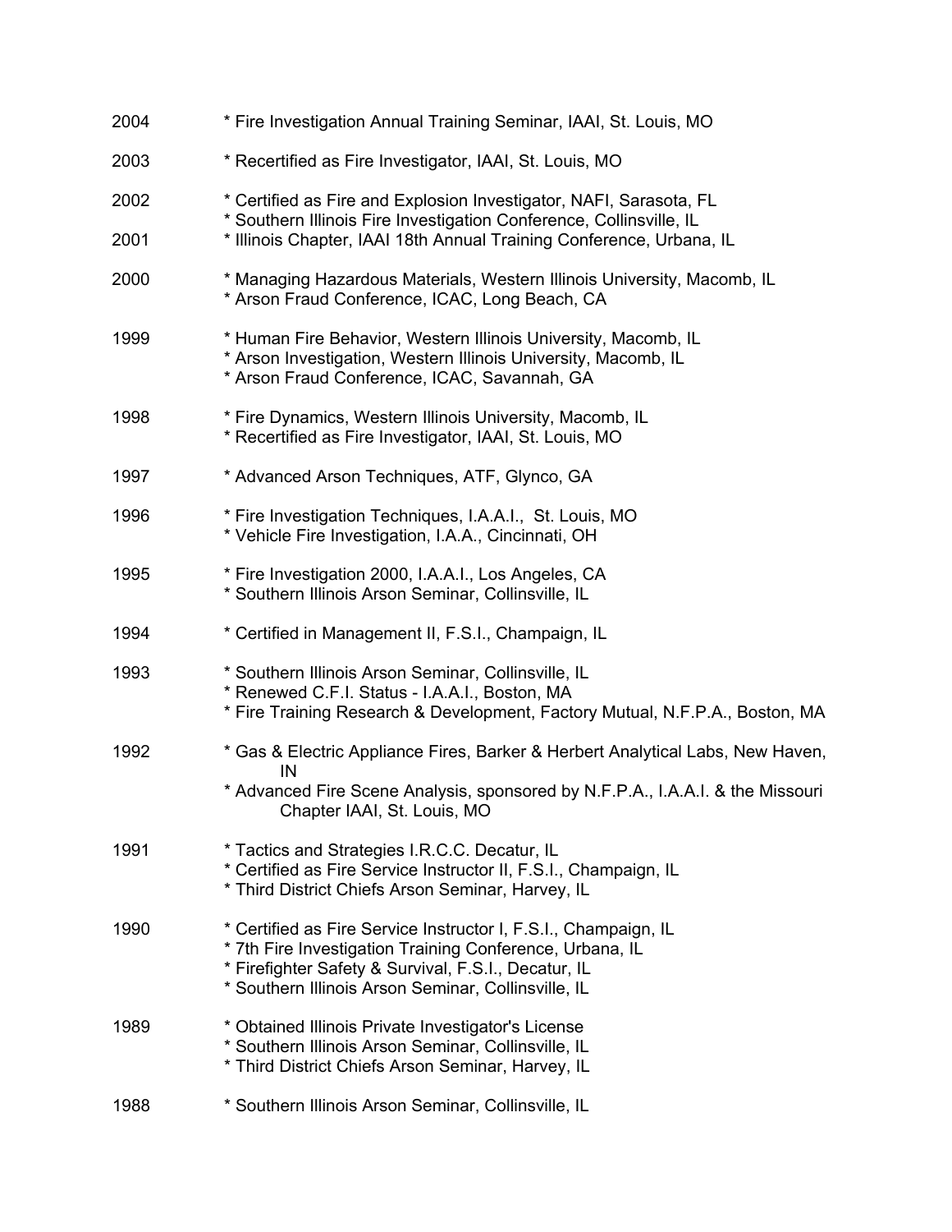| | |
|---|---|
| 2004 | * Fire Investigation Annual Training Seminar, IAAI, St. Louis, MO |
| 2003 | * Recertified as Fire Investigator, IAAI, St. Louis, MO |
| 2002 | * Certified as Fire and Explosion Investigator, NAFI, Sarasota, FL<br>* Southern Illinois Fire Investigation Conference, Collinsville, IL |
| 2001 | * Illinois Chapter, IAAI 18th Annual Training Conference, Urbana, IL |
| 2000 | * Managing Hazardous Materials, Western Illinois University, Macomb, IL<br>* Arson Fraud Conference, ICAC, Long Beach, CA |
| 1999 | * Human Fire Behavior, Western Illinois University, Macomb, IL<br>* Arson Investigation, Western Illinois University, Macomb, IL<br>* Arson Fraud Conference, ICAC, Savannah, GA |
| 1998 | * Fire Dynamics, Western Illinois University, Macomb, IL<br>* Recertified as Fire Investigator, IAAI, St. Louis, MO |
| 1997 | * Advanced Arson Techniques, ATF, Glynco, GA |
| 1996 | * Fire Investigation Techniques, I.A.A.I., St. Louis, MO<br>* Vehicle Fire Investigation, I.A.A., Cincinnati, OH |
| 1995 | * Fire Investigation 2000, I.A.A.I., Los Angeles, CA<br>* Southern Illinois Arson Seminar, Collinsville, IL |
| 1994 | * Certified in Management II, F.S.I., Champaign, IL |
| 1993 | * Southern Illinois Arson Seminar, Collinsville, IL<br>* Renewed C.F.I. Status - I.A.A.I., Boston, MA<br>* Fire Training Research & Development, Factory Mutual, N.F.P.A., Boston, MA |
| 1992 | * Gas & Electric Appliance Fires, Barker & Herbert Analytical Labs, New Haven, IN<br>* Advanced Fire Scene Analysis, sponsored by N.F.P.A., I.A.A.I. & the Missouri Chapter IAAI, St. Louis, MO |
| 1991 | * Tactics and Strategies I.R.C.C. Decatur, IL<br>* Certified as Fire Service Instructor II, F.S.I., Champaign, IL<br>* Third District Chiefs Arson Seminar, Harvey, IL |
| 1990 | * Certified as Fire Service Instructor I, F.S.I., Champaign, IL<br>* 7th Fire Investigation Training Conference, Urbana, IL<br>* Firefighter Safety & Survival, F.S.I., Decatur, IL<br>* Southern Illinois Arson Seminar, Collinsville, IL |
| 1989 | * Obtained Illinois Private Investigator's License<br>* Southern Illinois Arson Seminar, Collinsville, IL<br>* Third District Chiefs Arson Seminar, Harvey, IL |
| 1988 | * Southern Illinois Arson Seminar, Collinsville, IL |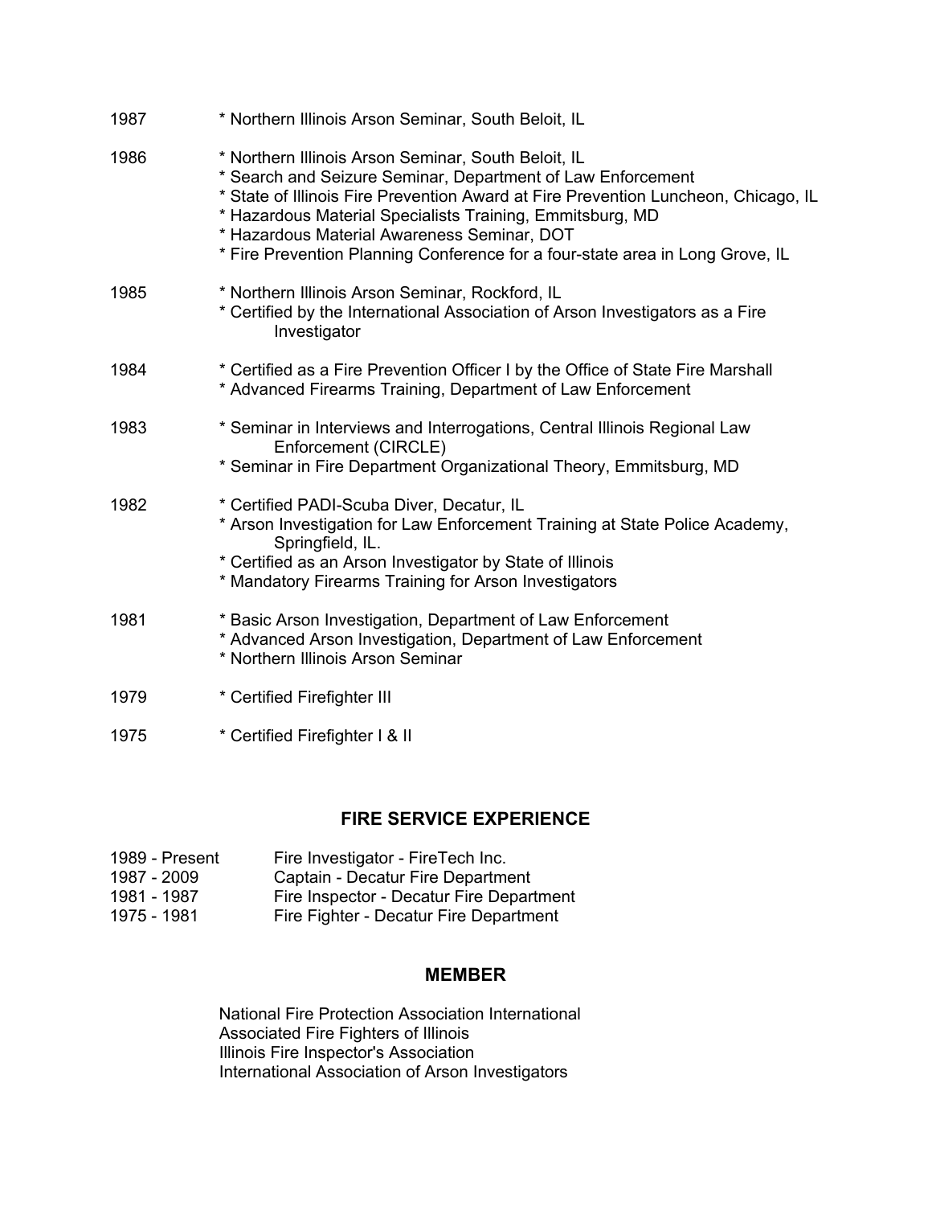1987 * Northern Illinois Arson Seminar, South Beloit, IL

1986 * Northern Illinois Arson Seminar, South Beloit, IL
* Search and Seizure Seminar, Department of Law Enforcement
* State of Illinois Fire Prevention Award at Fire Prevention Luncheon, Chicago, IL
* Hazardous Material Specialists Training, Emmitsburg, MD
* Hazardous Material Awareness Seminar, DOT
* Fire Prevention Planning Conference for a four-state area in Long Grove, IL

1985 * Northern Illinois Arson Seminar, Rockford, IL
* Certified by the International Association of Arson Investigators as a Fire Investigator

1984 * Certified as a Fire Prevention Officer I by the Office of State Fire Marshall
* Advanced Firearms Training, Department of Law Enforcement

1983 * Seminar in Interviews and Interrogations, Central Illinois Regional Law Enforcement (CIRCLE)
* Seminar in Fire Department Organizational Theory, Emmitsburg, MD

1982 * Certified PADI-Scuba Diver, Decatur, IL
* Arson Investigation for Law Enforcement Training at State Police Academy, Springfield, IL.
* Certified as an Arson Investigator by State of Illinois
* Mandatory Firearms Training for Arson Investigators

1981 * Basic Arson Investigation, Department of Law Enforcement
* Advanced Arson Investigation, Department of Law Enforcement
* Northern Illinois Arson Seminar

1979 * Certified Firefighter III

1975 * Certified Firefighter I & II

## FIRE SERVICE EXPERIENCE

| | |
|---|---|
| 1989 - Present | Fire Investigator - FireTech Inc. |
| 1987 - 2009 | Captain - Decatur Fire Department |
| 1981 - 1987 | Fire Inspector - Decatur Fire Department |
| 1975 - 1981 | Fire Fighter - Decatur Fire Department |

## MEMBER

National Fire Protection Association International
Associated Fire Fighters of Illinois
Illinois Fire Inspector's Association
International Association of Arson Investigators